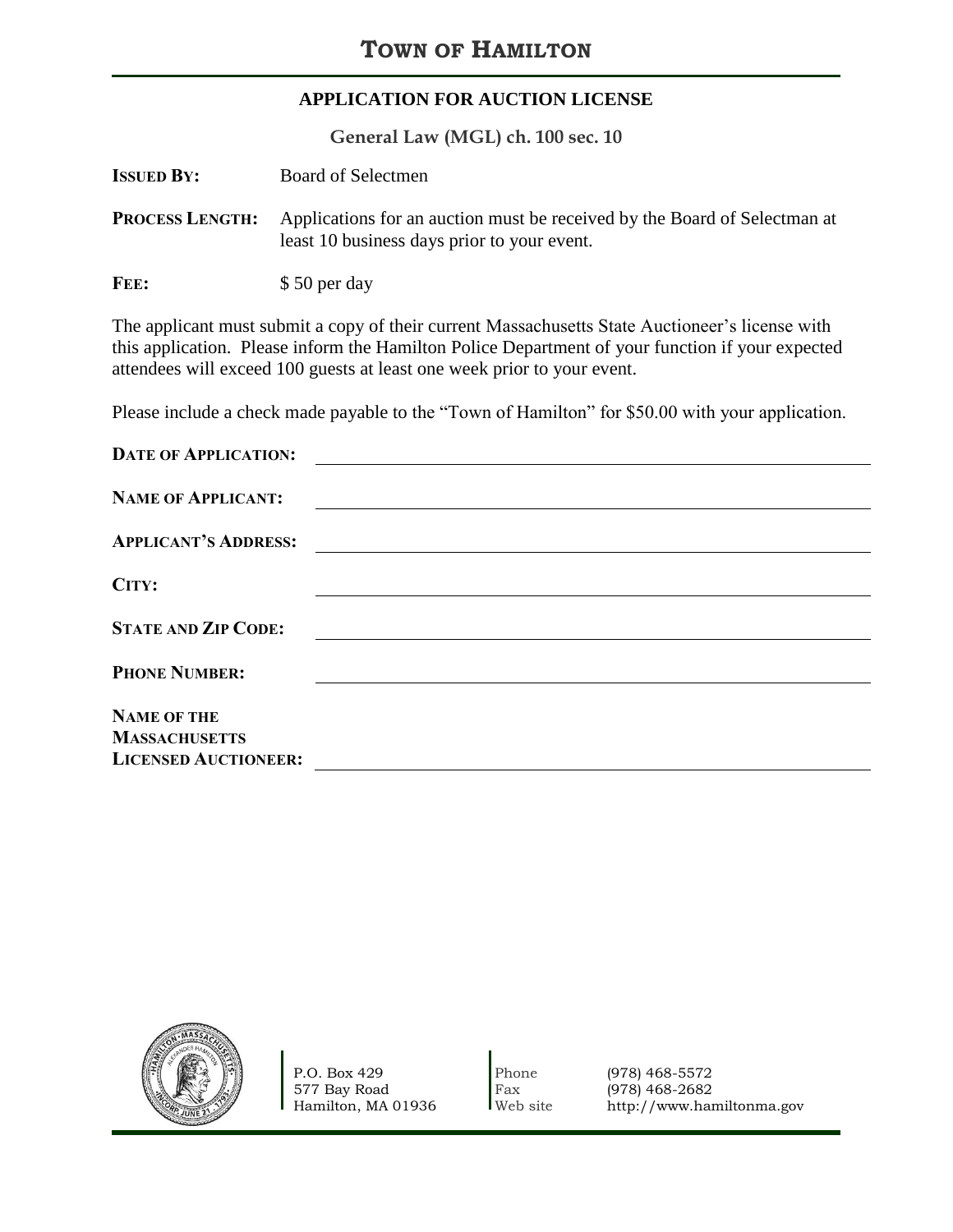# TOWN OF HAMILTON

## APPLICATION FOR AUCTION LICENSE

**General Law (MGL) ch. 100 sec. 10**

**ISSUED BY:** Board of Selectmen

**PROCESS LENGTH:** Applications for an auction must be received by the Board of Selectman at least 10 business days prior to your event.

**FEE:** $ 50 per day

The applicant must submit a copy of their current Massachusetts State Auctioneer's license with this application. Please inform the Hamilton Police Department of your function if your expected attendees will exceed 100 guests at least one week prior to your event.

Please include a check made payable to the "Town of Hamilton" for $50.00 with your application.

**DATE OF APPLICATION:** ______________________________

**NAME OF APPLICANT:** ______________________________

**APPLICANT'S ADDRESS:** ______________________________

**CITY:** ______________________________

**STATE AND ZIP CODE:** ______________________________

**PHONE NUMBER:** ______________________________

**NAME OF THE MASSACHUSETTS LICENSED AUCTIONEER:** ______________________________

P.O. Box 429
577 Bay Road
Hamilton, MA 01936

Phone (978) 468-5572
Fax (978) 468-2682
Web site http://www.hamiltonma.gov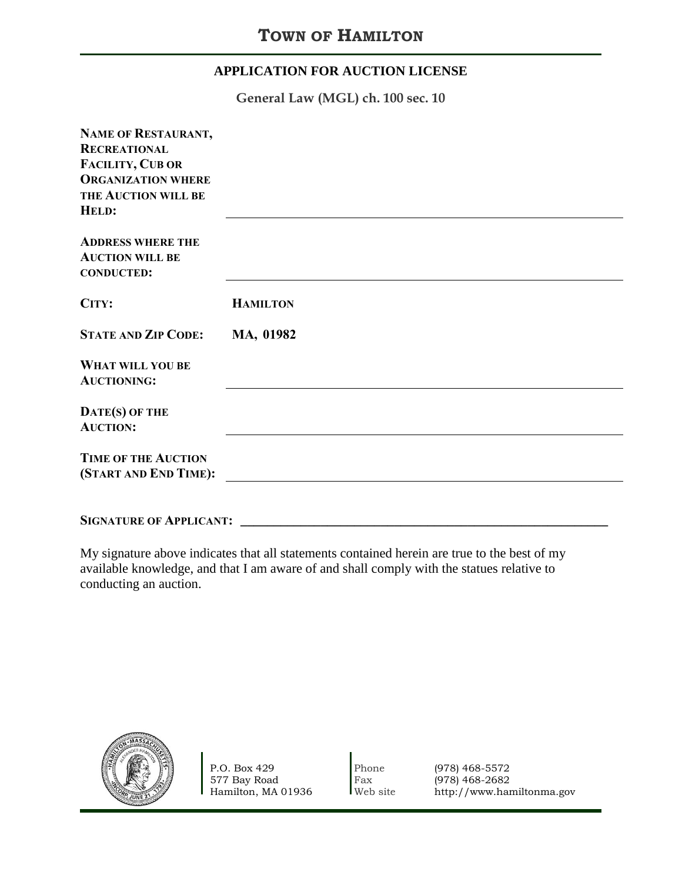# TOWN OF HAMILTON

## APPLICATION FOR AUCTION LICENSE

General Law (MGL) ch. 100 sec. 10

**NAME OF RESTAURANT, RECREATIONAL FACILITY, CUB OR ORGANIZATION WHERE THE AUCTION WILL BE HELD:** ______________________________

**ADDRESS WHERE THE AUCTION WILL BE CONDUCTED:** ______________________________

**CITY:** **HAMILTON**

**STATE AND ZIP CODE:** **MA, 01982**

**WHAT WILL YOU BE AUCTIONING:** ______________________________

**DATE(S) OF THE AUCTION:** ______________________________

**TIME OF THE AUCTION (START AND END TIME):** ______________________________

**SIGNATURE OF APPLICANT:** ______________________________

My signature above indicates that all statements contained herein are true to the best of my available knowledge, and that I am aware of and shall comply with the statues relative to conducting an auction.

P.O. Box 429
577 Bay Road
Hamilton, MA 01936

Phone (978) 468-5572
Fax (978) 468-2682
Web site http://www.hamiltonma.gov